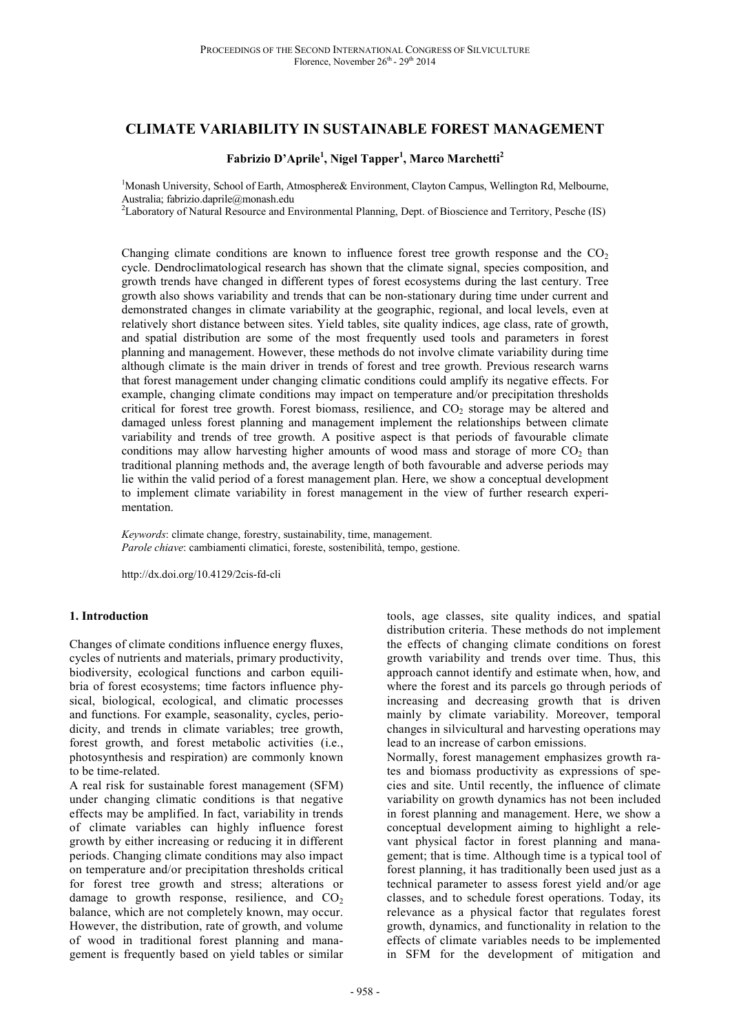# CLIMATE VARIABILITY IN SUSTAINABLE FOREST MANAGEMENT

**Fabrizio D'Aprile[1], Nigel Tapper[1], Marco Marchetti[2]**

[1]Monash University, School of Earth, Atmosphere& Environment, Clayton Campus, Wellington Rd, Melbourne, Australia; fabrizio.daprile@monash.edu
[2]Laboratory of Natural Resource and Environmental Planning, Dept. of Bioscience and Territory, Pesche (IS)

Changing climate conditions are known to influence forest tree growth response and the $CO_2$ cycle. Dendroclimatological research has shown that the climate signal, species composition, and growth trends have changed in different types of forest ecosystems during the last century. Tree growth also shows variability and trends that can be non-stationary during time under current and demonstrated changes in climate variability at the geographic, regional, and local levels, even at relatively short distance between sites. Yield tables, site quality indices, age class, rate of growth, and spatial distribution are some of the most frequently used tools and parameters in forest planning and management. However, these methods do not involve climate variability during time although climate is the main driver in trends of forest and tree growth. Previous research warns that forest management under changing climatic conditions could amplify its negative effects. For example, changing climate conditions may impact on temperature and/or precipitation thresholds critical for forest tree growth. Forest biomass, resilience, and $CO_2$ storage may be altered and damaged unless forest planning and management implement the relationships between climate variability and trends of tree growth. A positive aspect is that periods of favourable climate conditions may allow harvesting higher amounts of wood mass and storage of more $CO_2$ than traditional planning methods and, the average length of both favourable and adverse periods may lie within the valid period of a forest management plan. Here, we show a conceptual development to implement climate variability in forest management in the view of further research experimentation.

*Keywords*: climate change, forestry, sustainability, time, management.
*Parole chiave*: cambiamenti climatici, foreste, sostenibilità, tempo, gestione.

http://dx.doi.org/10.4129/2cis-fd-cli

## 1. Introduction

Changes of climate conditions influence energy fluxes, cycles of nutrients and materials, primary productivity, biodiversity, ecological functions and carbon equilibria of forest ecosystems; time factors influence physical, biological, ecological, and climatic processes and functions. For example, seasonality, cycles, periodicity, and trends in climate variables; tree growth, forest growth, and forest metabolic activities (i.e., photosynthesis and respiration) are commonly known to be time-related.

A real risk for sustainable forest management (SFM) under changing climatic conditions is that negative effects may be amplified. In fact, variability in trends of climate variables can highly influence forest growth by either increasing or reducing it in different periods. Changing climate conditions may also impact on temperature and/or precipitation thresholds critical for forest tree growth and stress; alterations or damage to growth response, resilience, and $CO_2$ balance, which are not completely known, may occur. However, the distribution, rate of growth, and volume of wood in traditional forest planning and management is frequently based on yield tables or similar tools, age classes, site quality indices, and spatial distribution criteria. These methods do not implement the effects of changing climate conditions on forest growth variability and trends over time. Thus, this approach cannot identify and estimate when, how, and where the forest and its parcels go through periods of increasing and decreasing growth that is driven mainly by climate variability. Moreover, temporal changes in silvicultural and harvesting operations may lead to an increase of carbon emissions.

Normally, forest management emphasizes growth rates and biomass productivity as expressions of species and site. Until recently, the influence of climate variability on growth dynamics has not been included in forest planning and management. Here, we show a conceptual development aiming to highlight a relevant physical factor in forest planning and management; that is time. Although time is a typical tool of forest planning, it has traditionally been used just as a technical parameter to assess forest yield and/or age classes, and to schedule forest operations. Today, its relevance as a physical factor that regulates forest growth, dynamics, and functionality in relation to the effects of climate variables needs to be implemented in SFM for the development of mitigation and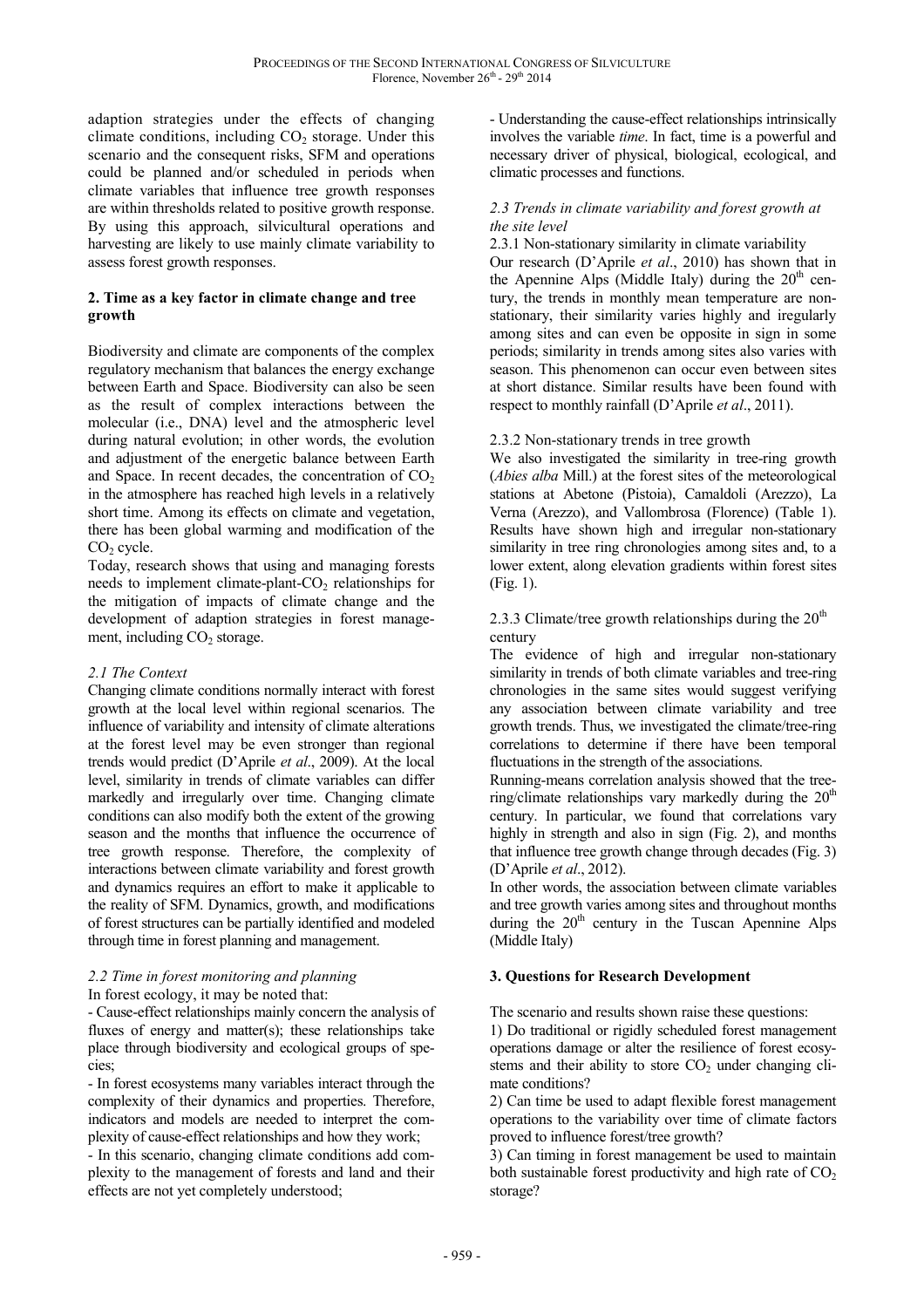adaption strategies under the effects of changing climate conditions, including $CO_2$ storage. Under this scenario and the consequent risks, SFM and operations could be planned and/or scheduled in periods when climate variables that influence tree growth responses are within thresholds related to positive growth response. By using this approach, silvicultural operations and harvesting are likely to use mainly climate variability to assess forest growth responses.

## 2. Time as a key factor in climate change and tree growth

Biodiversity and climate are components of the complex regulatory mechanism that balances the energy exchange between Earth and Space. Biodiversity can also be seen as the result of complex interactions between the molecular (i.e., DNA) level and the atmospheric level during natural evolution; in other words, the evolution and adjustment of the energetic balance between Earth and Space. In recent decades, the concentration of $CO_2$ in the atmosphere has reached high levels in a relatively short time. Among its effects on climate and vegetation, there has been global warming and modification of the $CO_2$ cycle.

Today, research shows that using and managing forests needs to implement climate-plant-$CO_2$ relationships for the mitigation of impacts of climate change and the development of adaption strategies in forest management, including $CO_2$ storage.

### *2.1 The Context*

Changing climate conditions normally interact with forest growth at the local level within regional scenarios. The influence of variability and intensity of climate alterations at the forest level may be even stronger than regional trends would predict (D'Aprile *et al*., 2009). At the local level, similarity in trends of climate variables can differ markedly and irregularly over time. Changing climate conditions can also modify both the extent of the growing season and the months that influence the occurrence of tree growth response. Therefore, the complexity of interactions between climate variability and forest growth and dynamics requires an effort to make it applicable to the reality of SFM. Dynamics, growth, and modifications of forest structures can be partially identified and modeled through time in forest planning and management.

### *2.2 Time in forest monitoring and planning*

In forest ecology, it may be noted that:

- Cause-effect relationships mainly concern the analysis of fluxes of energy and matter(s); these relationships take place through biodiversity and ecological groups of species;
- In forest ecosystems many variables interact through the complexity of their dynamics and properties. Therefore, indicators and models are needed to interpret the complexity of cause-effect relationships and how they work;
- In this scenario, changing climate conditions add complexity to the management of forests and land and their effects are not yet completely understood;
- Understanding the cause-effect relationships intrinsically involves the variable *time*. In fact, time is a powerful and necessary driver of physical, biological, ecological, and climatic processes and functions.

### *2.3 Trends in climate variability and forest growth at the site level*

#### 2.3.1 Non-stationary similarity in climate variability

Our research (D'Aprile *et al*., 2010) has shown that in the Apennine Alps (Middle Italy) during the 20th century, the trends in monthly mean temperature are non-stationary, their similarity varies highly and iregularly among sites and can even be opposite in sign in some periods; similarity in trends among sites also varies with season. This phenomenon can occur even between sites at short distance. Similar results have been found with respect to monthly rainfall (D'Aprile *et al*., 2011).

#### 2.3.2 Non-stationary trends in tree growth

We also investigated the similarity in tree-ring growth (*Abies alba* Mill.) at the forest sites of the meteorological stations at Abetone (Pistoia), Camaldoli (Arezzo), La Verna (Arezzo), and Vallombrosa (Florence) (Table 1). Results have shown high and irregular non-stationary similarity in tree ring chronologies among sites and, to a lower extent, along elevation gradients within forest sites (Fig. 1).

#### 2.3.3 Climate/tree growth relationships during the 20th century

The evidence of high and irregular non-stationary similarity in trends of both climate variables and tree-ring chronologies in the same sites would suggest verifying any association between climate variability and tree growth trends. Thus, we investigated the climate/tree-ring correlations to determine if there have been temporal fluctuations in the strength of the associations.

Running-means correlation analysis showed that the tree-ring/climate relationships vary markedly during the 20th century. In particular, we found that correlations vary highly in strength and also in sign (Fig. 2), and months that influence tree growth change through decades (Fig. 3) (D'Aprile *et al*., 2012).

In other words, the association between climate variables and tree growth varies among sites and throughout months during the 20th century in the Tuscan Apennine Alps (Middle Italy)

## 3. Questions for Research Development

The scenario and results shown raise these questions:

1) Do traditional or rigidly scheduled forest management operations damage or alter the resilience of forest ecosystems and their ability to store $CO_2$ under changing climate conditions?

2) Can time be used to adapt flexible forest management operations to the variability over time of climate factors proved to influence forest/tree growth?

3) Can timing in forest management be used to maintain both sustainable forest productivity and high rate of $CO_2$ storage?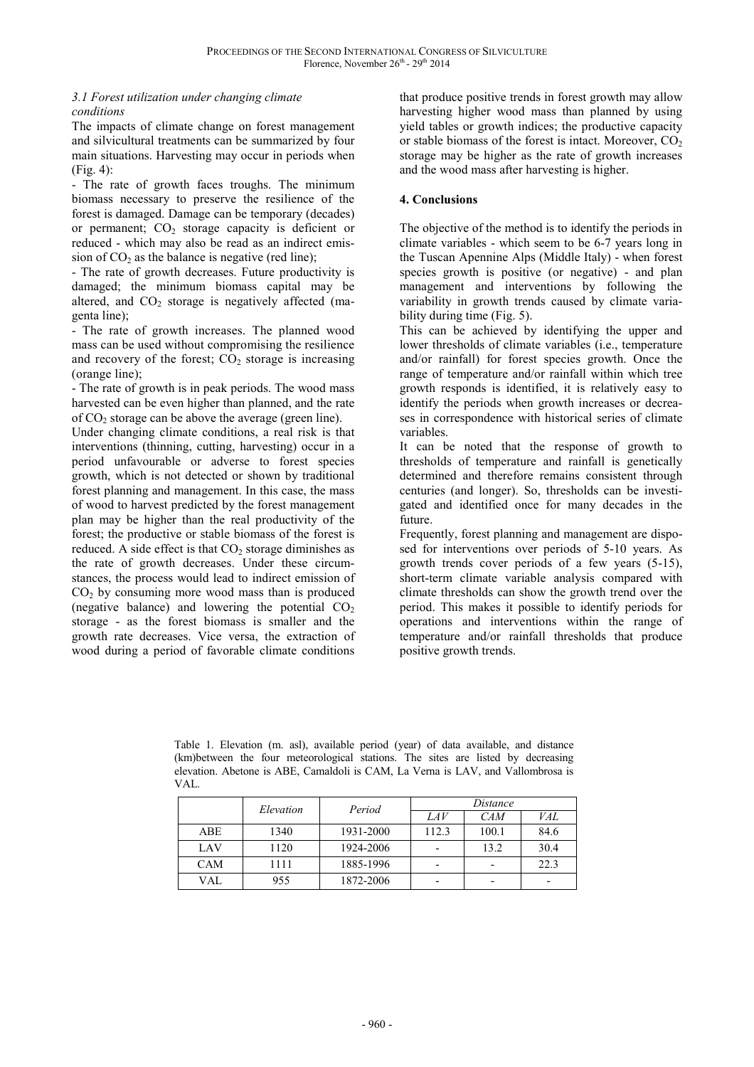### *3.1 Forest utilization under changing climate conditions*

The impacts of climate change on forest management and silvicultural treatments can be summarized by four main situations. Harvesting may occur in periods when (Fig. 4):

- The rate of growth faces troughs. The minimum biomass necessary to preserve the resilience of the forest is damaged. Damage can be temporary (decades) or permanent; $CO_2$ storage capacity is deficient or reduced - which may also be read as an indirect emission of $CO_2$ as the balance is negative (red line);
- The rate of growth decreases. Future productivity is damaged; the minimum biomass capital may be altered, and $CO_2$ storage is negatively affected (magenta line);
- The rate of growth increases. The planned wood mass can be used without compromising the resilience and recovery of the forest; $CO_2$ storage is increasing (orange line);
- The rate of growth is in peak periods. The wood mass harvested can be even higher than planned, and the rate of $CO_2$ storage can be above the average (green line).

Under changing climate conditions, a real risk is that interventions (thinning, cutting, harvesting) occur in a period unfavourable or adverse to forest species growth, which is not detected or shown by traditional forest planning and management. In this case, the mass of wood to harvest predicted by the forest management plan may be higher than the real productivity of the forest; the productive or stable biomass of the forest is reduced. A side effect is that $CO_2$ storage diminishes as the rate of growth decreases. Under these circumstances, the process would lead to indirect emission of $CO_2$ by consuming more wood mass than is produced (negative balance) and lowering the potential $CO_2$ storage - as the forest biomass is smaller and the growth rate decreases. Vice versa, the extraction of wood during a period of favorable climate conditions that produce positive trends in forest growth may allow harvesting higher wood mass than planned by using yield tables or growth indices; the productive capacity or stable biomass of the forest is intact. Moreover, $CO_2$ storage may be higher as the rate of growth increases and the wood mass after harvesting is higher.

## 4. Conclusions

The objective of the method is to identify the periods in climate variables - which seem to be 6-7 years long in the Tuscan Apennine Alps (Middle Italy) - when forest species growth is positive (or negative) - and plan management and interventions by following the variability in growth trends caused by climate variability during time (Fig. 5).

This can be achieved by identifying the upper and lower thresholds of climate variables (i.e., temperature and/or rainfall) for forest species growth. Once the range of temperature and/or rainfall within which tree growth responds is identified, it is relatively easy to identify the periods when growth increases or decreases in correspondence with historical series of climate variables.

It can be noted that the response of growth to thresholds of temperature and rainfall is genetically determined and therefore remains consistent through centuries (and longer). So, thresholds can be investigated and identified once for many decades in the future.

Frequently, forest planning and management are disposed for interventions over periods of 5-10 years. As growth trends cover periods of a few years (5-15), short-term climate variable analysis compared with climate thresholds can show the growth trend over the period. This makes it possible to identify periods for operations and interventions within the range of temperature and/or rainfall thresholds that produce positive growth trends.

Table 1. Elevation (m. asl), available period (year) of data available, and distance (km)between the four meteorological stations. The sites are listed by decreasing elevation. Abetone is ABE, Camaldoli is CAM, La Verna is LAV, and Vallombrosa is VAL.

| | *Elevation* | *Period* | *Distance* | | |
|---|---|---|---|---|---|
| | | | *LAV* | *CAM* | *VAL* |
| ABE | 1340 | 1931-2000 | 112.3 | 100.1 | 84.6 |
| LAV | 1120 | 1924-2006 | - | 13.2 | 30.4 |
| CAM | 1111 | 1885-1996 | - | - | 22.3 |
| VAL | 955 | 1872-2006 | - | - | - |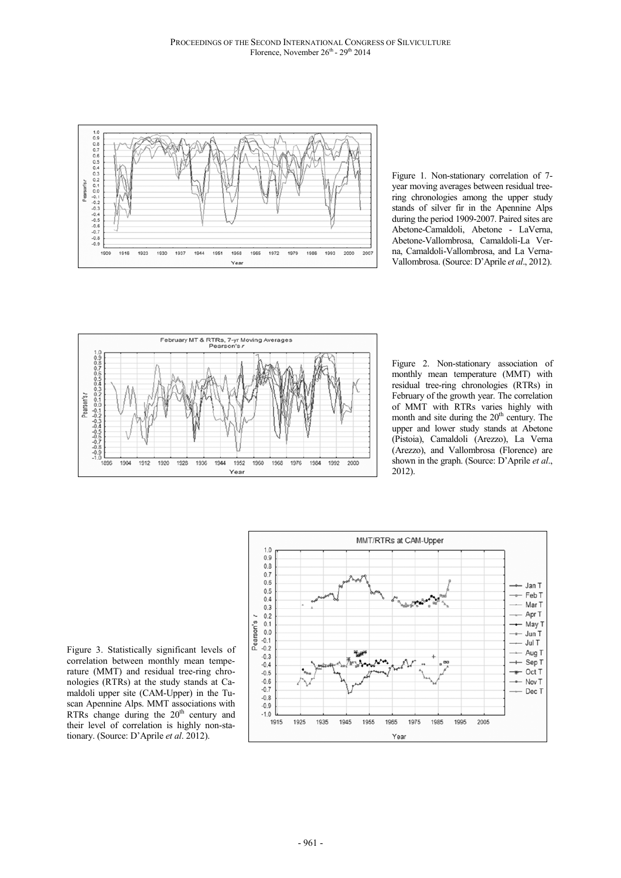Figure 1. Non-stationary correlation of 7-year moving averages between residual tree-ring chronologies among the upper study stands of silver fir in the Apennine Alps during the period 1909-2007. Paired sites are Abetone-Camaldoli, Abetone - LaVerna, Abetone-Vallombrosa, Camaldoli-La Verna, Camaldoli-Vallombrosa, and La Verna-Vallombrosa. (Source: D'Aprile *et al*., 2012).

Figure 2. Non-stationary association of monthly mean temperature (MMT) with residual tree-ring chronologies (RTRs) in February of the growth year. The correlation of MMT with RTRs varies highly with month and site during the 20[th] century. The upper and lower study stands at Abetone (Pistoia), Camaldoli (Arezzo), La Verna (Arezzo), and Vallombrosa (Florence) are shown in the graph. (Source: D'Aprile *et al*., 2012).

Figure 3. Statistically significant levels of correlation between monthly mean temperature (MMT) and residual tree-ring chronologies (RTRs) at the study stands at Camaldoli upper site (CAM-Upper) in the Tuscan Apennine Alps. MMT associations with RTRs change during the 20[th] century and their level of correlation is highly non-stationary. (Source: D'Aprile *et al*. 2012).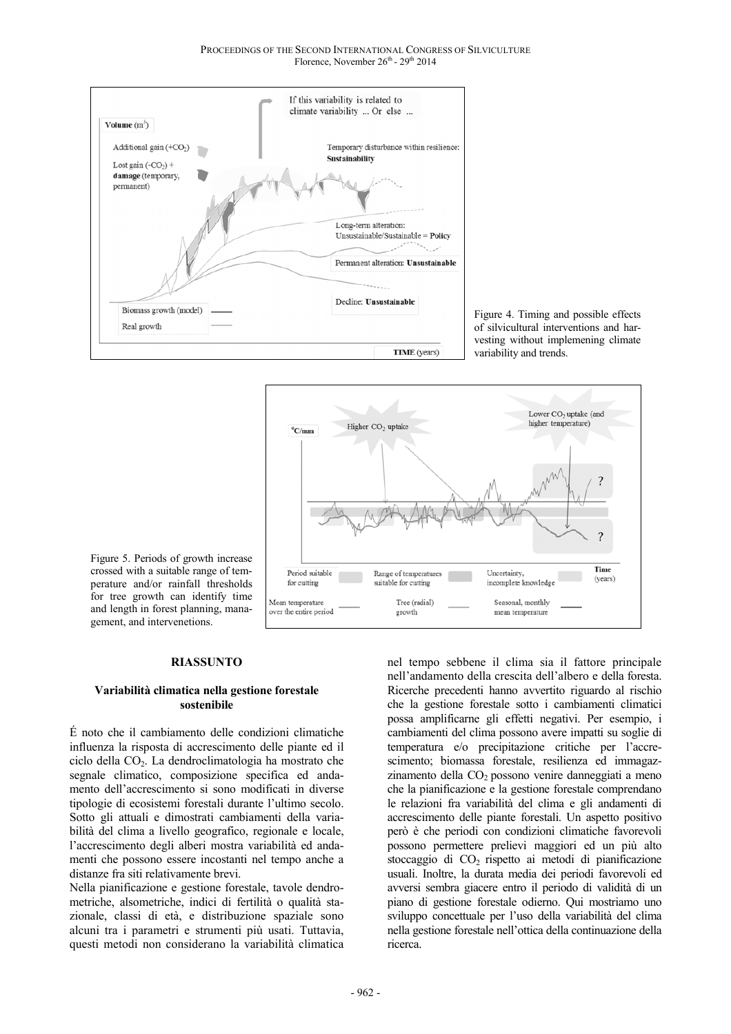Figure 4. Timing and possible effects of silvicultural interventions and harvesting without implemening climate variability and trends.

Figure 5. Periods of growth increase crossed with a suitable range of temperature and/or rainfall thresholds for tree growth can identify time and length in forest planning, management, and intervenetions.

## RIASSUNTO

### Variabilità climatica nella gestione forestale sostenibile

É noto che il cambiamento delle condizioni climatiche influenza la risposta di accrescimento delle piante ed il ciclo della $CO_2$. La dendroclimatologia ha mostrato che segnale climatico, composizione specifica ed andamento dell'accrescimento si sono modificati in diverse tipologie di ecosistemi forestali durante l'ultimo secolo. Sotto gli attuali e dimostrati cambiamenti della variabilità del clima a livello geografico, regionale e locale, l'accrescimento degli alberi mostra variabilità ed andamenti che possono essere incostanti nel tempo anche a distanze fra siti relativamente brevi.

Nella pianificazione e gestione forestale, tavole dendrometriche, alsometriche, indici di fertilità o qualità stazionale, classi di età, e distribuzione spaziale sono alcuni tra i parametri e strumenti più usati. Tuttavia, questi metodi non considerano la variabilità climatica nel tempo sebbene il clima sia il fattore principale nell'andamento della crescita dell'albero e della foresta. Ricerche precedenti hanno avvertito riguardo al rischio che la gestione forestale sotto i cambiamenti climatici possa amplificarne gli effetti negativi. Per esempio, i cambiamenti del clima possono avere impatti su soglie di temperatura e/o precipitazione critiche per l'accrescimento; biomassa forestale, resilienza ed immagazzinamento della $CO_2$ possono venire danneggiati a meno che la pianificazione e la gestione forestale comprendano le relazioni fra variabilità del clima e gli andamenti di accrescimento delle piante forestali. Un aspetto positivo però è che periodi con condizioni climatiche favorevoli possono permettere prelievi maggiori ed un più alto stoccaggio di $CO_2$ rispetto ai metodi di pianificazione usuali. Inoltre, la durata media dei periodi favorevoli ed avversi sembra giacere entro il periodo di validità di un piano di gestione forestale odierno. Qui mostriamo uno sviluppo concettuale per l'uso della variabilità del clima nella gestione forestale nell'ottica della continuazione della ricerca.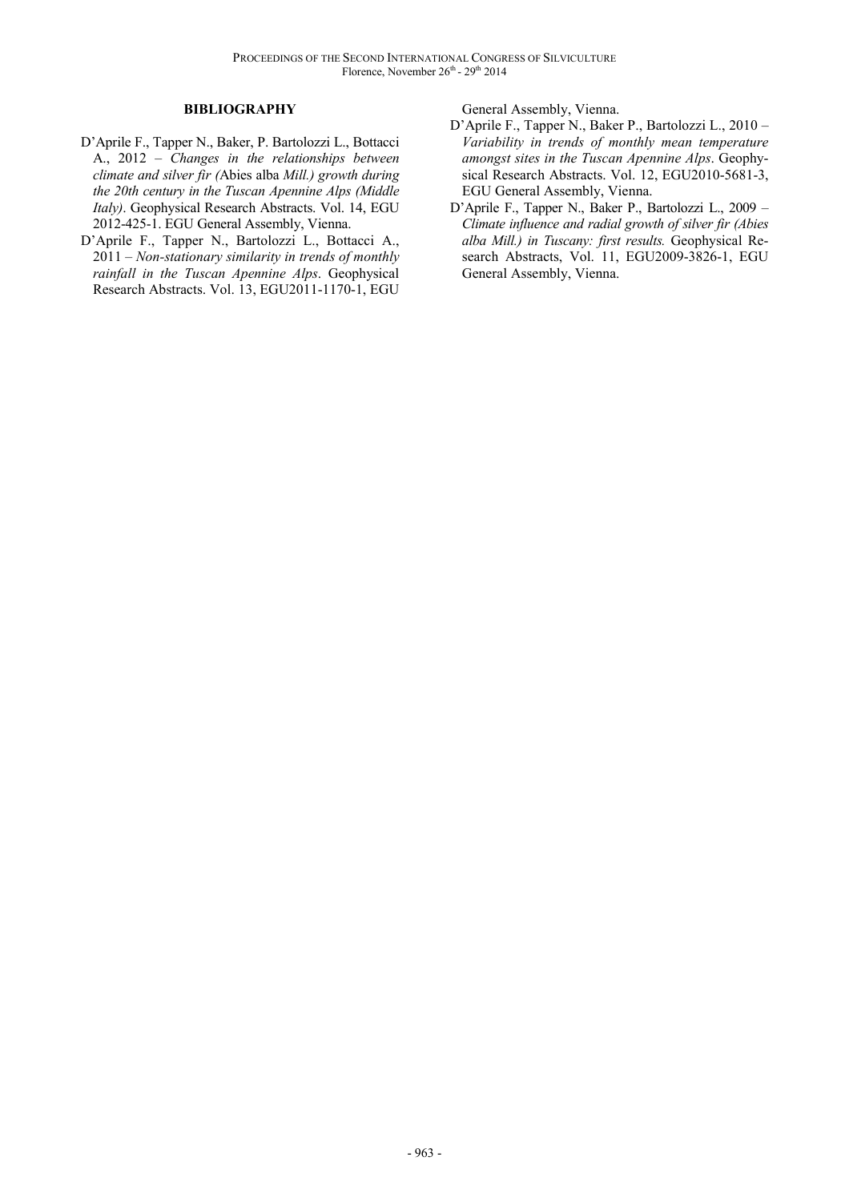## BIBLIOGRAPHY

D'Aprile F., Tapper N., Baker, P. Bartolozzi L., Bottacci A., 2012 – *Changes in the relationships between climate and silver fir (*Abies alba *Mill.) growth during the 20th century in the Tuscan Apennine Alps (Middle Italy)*. Geophysical Research Abstracts. Vol. 14, EGU 2012-425-1. EGU General Assembly, Vienna.

D'Aprile F., Tapper N., Bartolozzi L., Bottacci A., 2011 – *Non-stationary similarity in trends of monthly rainfall in the Tuscan Apennine Alps*. Geophysical Research Abstracts. Vol. 13, EGU2011-1170-1, EGU General Assembly, Vienna.

D'Aprile F., Tapper N., Baker P., Bartolozzi L., 2010 – *Variability in trends of monthly mean temperature amongst sites in the Tuscan Apennine Alps*. Geophysical Research Abstracts. Vol. 12, EGU2010-5681-3, EGU General Assembly, Vienna.

D'Aprile F., Tapper N., Baker P., Bartolozzi L., 2009 – *Climate influence and radial growth of silver fir (Abies alba Mill.) in Tuscany: first results.* Geophysical Research Abstracts, Vol. 11, EGU2009-3826-1, EGU General Assembly, Vienna.